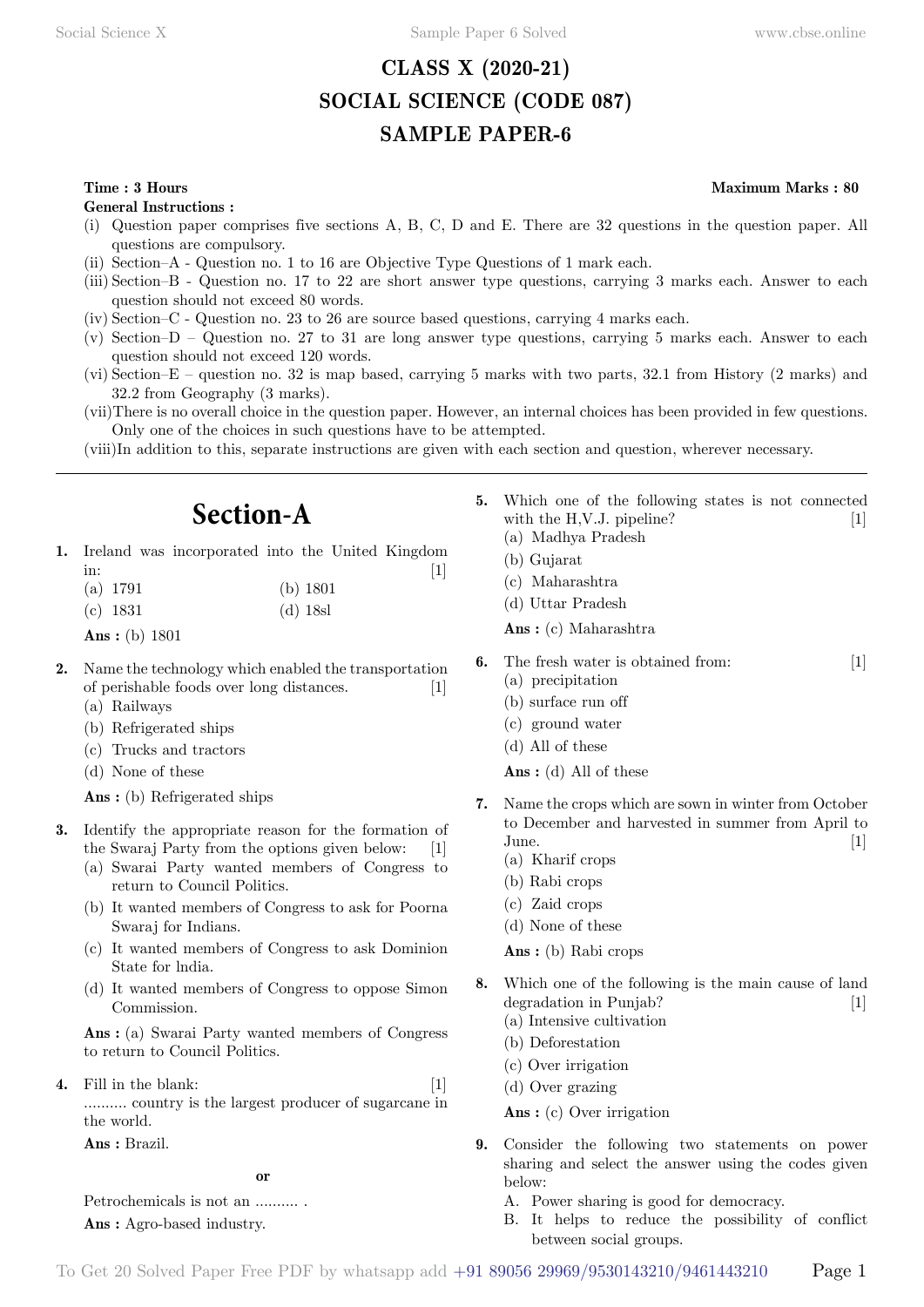# CLASS X (2020-21)
# SOCIAL SCIENCE (CODE 087)
# SAMPLE PAPER-6

**Time : 3 Hours** **Maximum Marks : 80**

**General Instructions :**

(i) Question paper comprises five sections A, B, C, D and E. There are 32 questions in the question paper. All questions are compulsory.
(ii) Section–A - Question no. 1 to 16 are Objective Type Questions of 1 mark each.
(iii) Section–B - Question no. 17 to 22 are short answer type questions, carrying 3 marks each. Answer to each question should not exceed 80 words.
(iv) Section–C - Question no. 23 to 26 are source based questions, carrying 4 marks each.
(v) Section–D – Question no. 27 to 31 are long answer type questions, carrying 5 marks each. Answer to each question should not exceed 120 words.
(vi) Section–E – question no. 32 is map based, carrying 5 marks with two parts, 32.1 from History (2 marks) and 32.2 from Geography (3 marks).
(vii) There is no overall choice in the question paper. However, an internal choices has been provided in few questions. Only one of the choices in such questions have to be attempted.
(viii) In addition to this, separate instructions are given with each section and question, wherever necessary.

---

## Section-A

**1.** Ireland was incorporated into the United Kingdom in: [1]
(a) 1791
(b) 1801
(c) 1831
(d) 18sl

**Ans :** (b) 1801

**2.** Name the technology which enabled the transportation of perishable foods over long distances. [1]
(a) Railways
(b) Refrigerated ships
(c) Trucks and tractors
(d) None of these

**Ans :** (b) Refrigerated ships

**3.** Identify the appropriate reason for the formation of the Swaraj Party from the options given below: [1]
(a) Swarai Party wanted members of Congress to return to Council Politics.
(b) It wanted members of Congress to ask for Poorna Swaraj for Indians.
(c) It wanted members of Congress to ask Dominion State for lndia.
(d) It wanted members of Congress to oppose Simon Commission.

**Ans :** (a) Swarai Party wanted members of Congress to return to Council Politics.

**4.** Fill in the blank: [1]
.......... country is the largest producer of sugarcane in the world.

**Ans :** Brazil.

**or**

Petrochemicals is not an .......... .

**Ans :** Agro-based industry.

**5.** Which one of the following states is not connected with the H,V.J. pipeline? [1]
(a) Madhya Pradesh
(b) Gujarat
(c) Maharashtra
(d) Uttar Pradesh

**Ans :** (c) Maharashtra

**6.** The fresh water is obtained from: [1]
(a) precipitation
(b) surface run off
(c) ground water
(d) All of these

**Ans :** (d) All of these

**7.** Name the crops which are sown in winter from October to December and harvested in summer from April to June. [1]
(a) Kharif crops
(b) Rabi crops
(c) Zaid crops
(d) None of these

**Ans :** (b) Rabi crops

**8.** Which one of the following is the main cause of land degradation in Punjab? [1]
(a) Intensive cultivation
(b) Deforestation
(c) Over irrigation
(d) Over grazing

**Ans :** (c) Over irrigation

**9.** Consider the following two statements on power sharing and select the answer using the codes given below:
A. Power sharing is good for democracy.
B. It helps to reduce the possibility of conflict between social groups.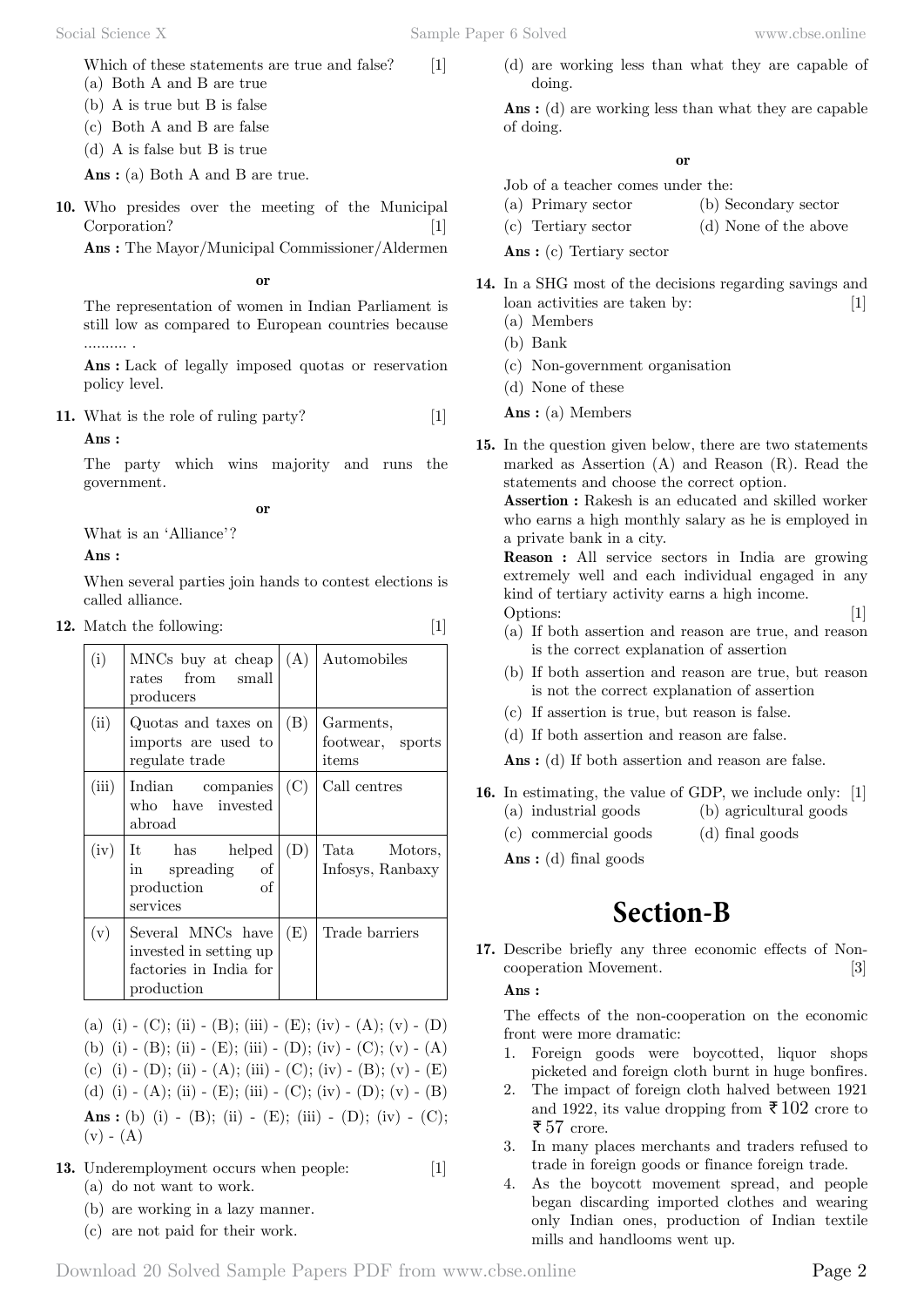Which of these statements are true and false? [1]

(a) Both A and B are true

(b) A is true but B is false

(c) Both A and B are false

(d) A is false but B is true

**Ans :** (a) Both A and B are true.

**10.** Who presides over the meeting of the Municipal Corporation? [1]

**Ans :** The Mayor/Municipal Commissioner/Aldermen

**or**

The representation of women in Indian Parliament is still low as compared to European countries because .......... .

**Ans :** Lack of legally imposed quotas or reservation policy level.

**11.** What is the role of ruling party? [1]

**Ans :**

The party which wins majority and runs the government.

**or**

What is an 'Alliance'?

**Ans :**

When several parties join hands to contest elections is called alliance.

**12.** Match the following: [1]

| | | | |
|---|---|---|---|
| (i) | MNCs buy at cheap rates from small producers | (A) | Automobiles |
| (ii) | Quotas and taxes on imports are used to regulate trade | (B) | Garments, footwear, sports items |
| (iii) | Indian companies who have invested abroad | (C) | Call centres |
| (iv) | It has helped in spreading of production of services | (D) | Tata Motors, Infosys, Ranbaxy |
| (v) | Several MNCs have invested in setting up factories in India for production | (E) | Trade barriers |

(a) (i) - (C); (ii) - (B); (iii) - (E); (iv) - (A); (v) - (D)

(b) (i) - (B); (ii) - (E); (iii) - (D); (iv) - (C); (v) - (A)

(c) (i) - (D); (ii) - (A); (iii) - (C); (iv) - (B); (v) - (E)

(d) (i) - (A); (ii) - (E); (iii) - (C); (iv) - (D); (v) - (B)

**Ans :** (b) (i) - (B); (ii) - (E); (iii) - (D); (iv) - (C); (v) - (A)

**13.** Underemployment occurs when people: [1]

(a) do not want to work.

(b) are working in a lazy manner.

(c) are not paid for their work.

(d) are working less than what they are capable of doing.

**Ans :** (d) are working less than what they are capable of doing.

**or**

Job of a teacher comes under the:

(a) Primary sector

(b) Secondary sector

(c) Tertiary sector

(d) None of the above

**Ans :** (c) Tertiary sector

**14.** In a SHG most of the decisions regarding savings and loan activities are taken by: [1]

(a) Members

(b) Bank

(c) Non-government organisation

(d) None of these

**Ans :** (a) Members

**15.** In the question given below, there are two statements marked as Assertion (A) and Reason (R). Read the statements and choose the correct option.

**Assertion :** Rakesh is an educated and skilled worker who earns a high monthly salary as he is employed in a private bank in a city.

**Reason :** All service sectors in India are growing extremely well and each individual engaged in any kind of tertiary activity earns a high income.

Options: [1]

(a) If both assertion and reason are true, and reason is the correct explanation of assertion

(b) If both assertion and reason are true, but reason is not the correct explanation of assertion

(c) If assertion is true, but reason is false.

(d) If both assertion and reason are false.

**Ans :** (d) If both assertion and reason are false.

**16.** In estimating, the value of GDP, we include only: [1]

(a) industrial goods

(b) agricultural goods

(c) commercial goods

(d) final goods

**Ans :** (d) final goods

# Section-B

**17.** Describe briefly any three economic effects of Non-cooperation Movement. [3]

**Ans :**

The effects of the non-cooperation on the economic front were more dramatic:

1. Foreign goods were boycotted, liquor shops picketed and foreign cloth burnt in huge bonfires.
2. The impact of foreign cloth halved between 1921 and 1922, its value dropping from ₹ 102 crore to ₹ 57 crore.
3. In many places merchants and traders refused to trade in foreign goods or finance foreign trade.
4. As the boycott movement spread, and people began discarding imported clothes and wearing only Indian ones, production of Indian textile mills and handlooms went up.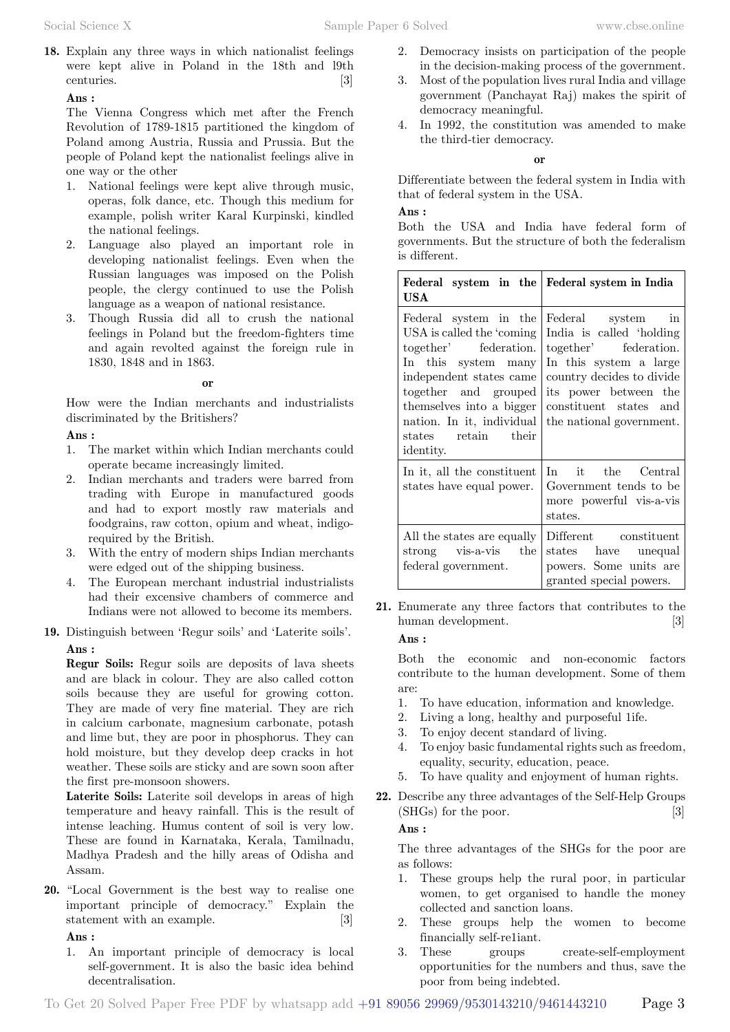**18.** Explain any three ways in which nationalist feelings were kept alive in Poland in the 18th and l9th centuries. [3]

**Ans :**

The Vienna Congress which met after the French Revolution of 1789-1815 partitioned the kingdom of Poland among Austria, Russia and Prussia. But the people of Poland kept the nationalist feelings alive in one way or the other

1. National feelings were kept alive through music, operas, folk dance, etc. Though this medium for example, polish writer Karal Kurpinski, kindled the national feelings.
2. Language also played an important role in developing nationalist feelings. Even when the Russian languages was imposed on the Polish people, the clergy continued to use the Polish language as a weapon of national resistance.
3. Though Russia did all to crush the national feelings in Poland but the freedom-fighters time and again revolted against the foreign rule in 1830, 1848 and in 1863.

**or**

How were the Indian merchants and industrialists discriminated by the Britishers?

**Ans :**

1. The market within which Indian merchants could operate became increasingly limited.
2. Indian merchants and traders were barred from trading with Europe in manufactured goods and had to export mostly raw materials and foodgrains, raw cotton, opium and wheat, indigo-required by the British.
3. With the entry of modern ships Indian merchants were edged out of the shipping business.
4. The European merchant industrial industrialists had their excensive chambers of commerce and Indians were not allowed to become its members.

**19.** Distinguish between 'Regur soils' and 'Laterite soils'.

**Ans :**

**Regur Soils:** Regur soils are deposits of lava sheets and are black in colour. They are also called cotton soils because they are useful for growing cotton. They are made of very fine material. They are rich in calcium carbonate, magnesium carbonate, potash and lime but, they are poor in phosphorus. They can hold moisture, but they develop deep cracks in hot weather. These soils are sticky and are sown soon after the first pre-monsoon showers.

**Laterite Soils:** Laterite soil develops in areas of high temperature and heavy rainfall. This is the result of intense leaching. Humus content of soil is very low. These are found in Karnataka, Kerala, Tamilnadu, Madhya Pradesh and the hilly areas of Odisha and Assam.

**20.** "Local Government is the best way to realise one important principle of democracy." Explain the statement with an example. [3]

**Ans :**

1. An important principle of democracy is local self-government. It is also the basic idea behind decentralisation.
2. Democracy insists on participation of the people in the decision-making process of the government.
3. Most of the population lives rural India and village government (Panchayat Raj) makes the spirit of democracy meaningful.
4. In 1992, the constitution was amended to make the third-tier democracy.

**or**

Differentiate between the federal system in India with that of federal system in the USA.

**Ans :**

Both the USA and India have federal form of governments. But the structure of both the federalism is different.

| Federal system in the USA | Federal system in India |
|---|---|
| Federal system in the USA is called the 'coming together' federation. In this system many independent states came together and grouped themselves into a bigger nation. In it, individual states retain their identity. | Federal system in India is called 'holding together' federation. In this system a large country decides to divide its power between the constituent states and the national government. |
| In it, all the constituent states have equal power. | In it the Central Government tends to be more powerful vis-a-vis states. |
| All the states are equally strong vis-a-vis the federal government. | Different constituent states have unequal powers. Some units are granted special powers. |

**21.** Enumerate any three factors that contributes to the human development. [3]

**Ans :**

Both the economic and non-economic factors contribute to the human development. Some of them are:

1. To have education, information and knowledge.
2. Living a long, healthy and purposeful 1ife.
3. To enjoy decent standard of living.
4. To enjoy basic fundamental rights such as freedom, equality, security, education, peace.
5. To have quality and enjoyment of human rights.

**22.** Describe any three advantages of the Self-Help Groups (SHGs) for the poor. [3]

**Ans :**

The three advantages of the SHGs for the poor are as follows:

1. These groups help the rural poor, in particular women, to get organised to handle the money collected and sanction loans.
2. These groups help the women to become financially self-re1iant.
3. These groups create-self-employment opportunities for the numbers and thus, save the poor from being indebted.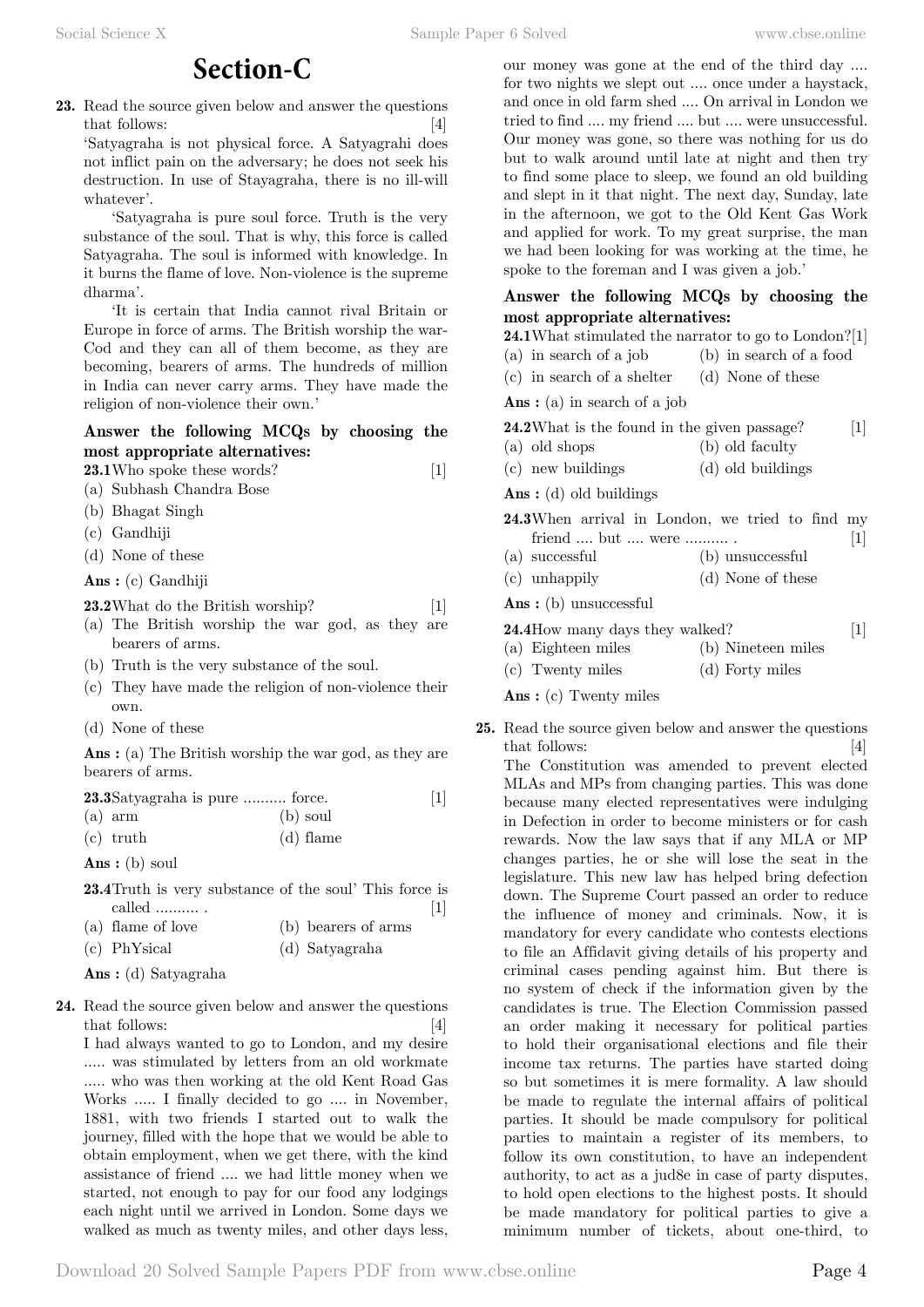# Section-C

**23.** Read the source given below and answer the questions that follows: [4]

'Satyagraha is not physical force. A Satyagrahi does not inflict pain on the adversary; he does not seek his destruction. In use of Stayagraha, there is no ill-will whatever'.

'Satyagraha is pure soul force. Truth is the very substance of the soul. That is why, this force is called Satyagraha. The soul is informed with knowledge. In it burns the flame of love. Non-violence is the supreme dharma'.

'It is certain that India cannot rival Britain or Europe in force of arms. The British worship the war-Cod and they can all of them become, as they are becoming, bearers of arms. The hundreds of million in India can never carry arms. They have made the religion of non-violence their own.'

**Answer the following MCQs by choosing the most appropriate alternatives:**

**23.1** Who spoke these words? [1]

(a) Subhash Chandra Bose
(b) Bhagat Singh
(c) Gandhiji
(d) None of these

**Ans :** (c) Gandhiji

**23.2** What do the British worship? [1]

(a) The British worship the war god, as they are bearers of arms.
(b) Truth is the very substance of the soul.
(c) They have made the religion of non-violence their own.
(d) None of these

**Ans :** (a) The British worship the war god, as they are bearers of arms.

**23.3** Satyagraha is pure .......... force. [1]

(a) arm (b) soul
(c) truth (d) flame

**Ans :** (b) soul

**23.4** Truth is very substance of the soul' This force is called .......... . [1]

(a) flame of love (b) bearers of arms
(c) PhYsical (d) Satyagraha

**Ans :** (d) Satyagraha

**24.** Read the source given below and answer the questions that follows: [4]

I had always wanted to go to London, and my desire ..... was stimulated by letters from an old workmate ..... who was then working at the old Kent Road Gas Works ..... I finally decided to go .... in November, 1881, with two friends I started out to walk the journey, filled with the hope that we would be able to obtain employment, when we get there, with the kind assistance of friend .... we had little money when we started, not enough to pay for our food any lodgings each night until we arrived in London. Some days we walked as much as twenty miles, and other days less, our money was gone at the end of the third day .... for two nights we slept out .... once under a haystack, and once in old farm shed .... On arrival in London we tried to find .... my friend .... but .... were unsuccessful. Our money was gone, so there was nothing for us do but to walk around until late at night and then try to find some place to sleep, we found an old building and slept in it that night. The next day, Sunday, late in the afternoon, we got to the Old Kent Gas Work and applied for work. To my great surprise, the man we had been looking for was working at the time, he spoke to the foreman and I was given a job.'

**Answer the following MCQs by choosing the most appropriate alternatives:**

**24.1** What stimulated the narrator to go to London? [1]

(a) in search of a job (b) in search of a food
(c) in search of a shelter (d) None of these

**Ans :** (a) in search of a job

**24.2** What is the found in the given passage? [1]

(a) old shops (b) old faculty
(c) new buildings (d) old buildings

**Ans :** (d) old buildings

**24.3** When arrival in London, we tried to find my friend .... but .... were .......... . [1]

(a) successful (b) unsuccessful
(c) unhappily (d) None of these

**Ans :** (b) unsuccessful

**24.4** How many days they walked? [1]

(a) Eighteen miles (b) Nineteen miles
(c) Twenty miles (d) Forty miles

**Ans :** (c) Twenty miles

**25.** Read the source given below and answer the questions that follows: [4]

The Constitution was amended to prevent elected MLAs and MPs from changing parties. This was done because many elected representatives were indulging in Defection in order to become ministers or for cash rewards. Now the law says that if any MLA or MP changes parties, he or she will lose the seat in the legislature. This new law has helped bring defection down. The Supreme Court passed an order to reduce the influence of money and criminals. Now, it is mandatory for every candidate who contests elections to file an Affidavit giving details of his property and criminal cases pending against him. But there is no system of check if the information given by the candidates is true. The Election Commission passed an order making it necessary for political parties to hold their organisational elections and file their income tax returns. The parties have started doing so but sometimes it is mere formality. A law should be made to regulate the internal affairs of political parties. It should be made compulsory for political parties to maintain a register of its members, to follow its own constitution, to have an independent authority, to act as a jud8e in case of party disputes, to hold open elections to the highest posts. It should be made mandatory for political parties to give a minimum number of tickets, about one-third, to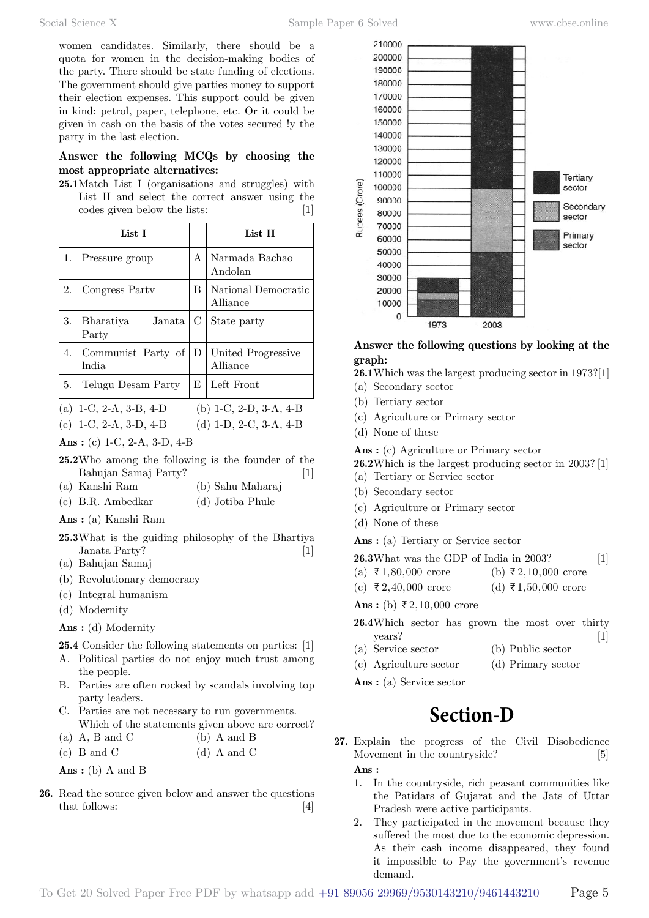women candidates. Similarly, there should be a quota for women in the decision-making bodies of the party. There should be state funding of elections. The government should give parties money to support their election expenses. This support could be given in kind: petrol, paper, telephone, etc. Or it could be given in cash on the basis of the votes secured !y the party in the last election.

**Answer the following MCQs by choosing the most appropriate alternatives:**

**25.1** Match List I (organisations and struggles) with List II and select the correct answer using the codes given below the lists: [1]

| | List I | | List II |
|---|---|---|---|
| 1. | Pressure group | A | Narmada Bachao Andolan |
| 2. | Congress Partv | B | National Democratic Alliance |
| 3. | Bharatiya Janata Party | C | State party |
| 4. | Communist Party of lndia | D | United Progressive Alliance |
| 5. | Telugu Desam Party | E | Left Front |

(a) 1-C, 2-A, 3-B, 4-D
(b) 1-C, 2-D, 3-A, 4-B
(c) 1-C, 2-A, 3-D, 4-B
(d) 1-D, 2-C, 3-A, 4-B

**Ans :** (c) 1-C, 2-A, 3-D, 4-B

**25.2** Who among the following is the founder of the Bahujan Samaj Party? [1]

(a) Kanshi Ram
(b) Sahu Maharaj
(c) B.R. Ambedkar
(d) Jotiba Phule

**Ans :** (a) Kanshi Ram

**25.3** What is the guiding philosophy of the Bhartiya Janata Party? [1]

(a) Bahujan Samaj
(b) Revolutionary democracy
(c) Integral humanism
(d) Modernity

**Ans :** (d) Modernity

**25.4** Consider the following statements on parties: [1]

A. Political parties do not enjoy much trust among the people.
B. Parties are often rocked by scandals involving top party leaders.
C. Parties are not necessary to run governments.

Which of the statements given above are correct?

(a) A, B and C
(b) A and B
(c) B and C
(d) A and C

**Ans :** (b) A and B

**26.** Read the source given below and answer the questions that follows: [4]

**Answer the following questions by looking at the graph:**

**26.1** Which was the largest producing sector in 1973? [1]

(a) Secondary sector
(b) Tertiary sector
(c) Agriculture or Primary sector
(d) None of these

**Ans :** (c) Agriculture or Primary sector

**26.2** Which is the largest producing sector in 2003? [1]

(a) Tertiary or Service sector
(b) Secondary sector
(c) Agriculture or Primary sector
(d) None of these

**Ans :** (a) Tertiary or Service sector

**26.3** What was the GDP of India in 2003? [1]

(a) ₹1,80,000 crore
(b) ₹2,10,000 crore
(c) ₹2,40,000 crore
(d) ₹1,50,000 crore

**Ans :** (b) ₹2,10,000 crore

**26.4** Which sector has grown the most over thirty years? [1]

(a) Service sector
(b) Public sector
(c) Agriculture sector
(d) Primary sector

**Ans :** (a) Service sector

## Section-D

**27.** Explain the progress of the Civil Disobedience Movement in the countryside? [5]

**Ans :**

1. In the countryside, rich peasant communities like the Patidars of Gujarat and the Jats of Uttar Pradesh were active participants.
2. They participated in the movement because they suffered the most due to the economic depression. As their cash income disappeared, they found it impossible to Pay the government's revenue demand.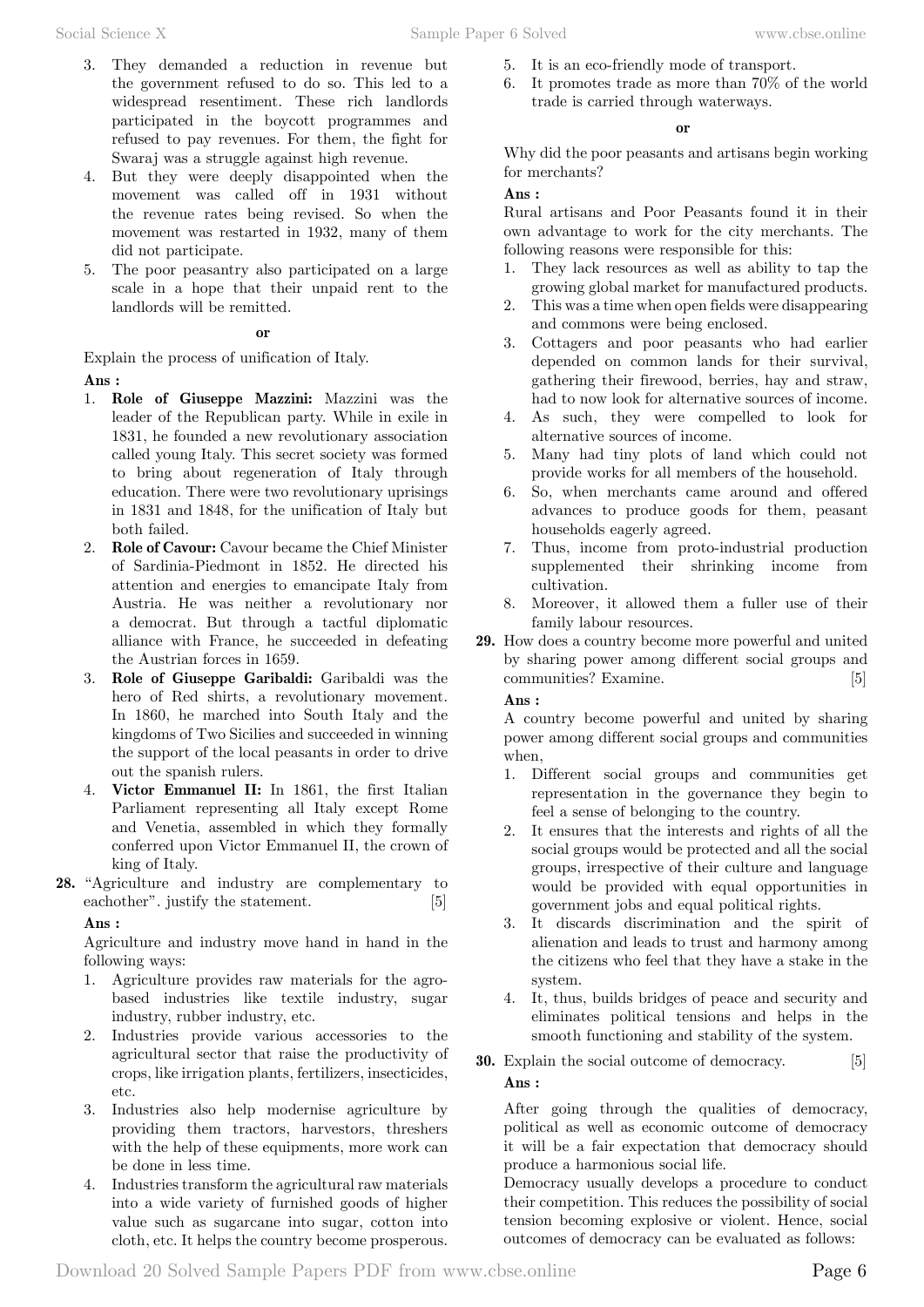3. They demanded a reduction in revenue but the government refused to do so. This led to a widespread resentiment. These rich landlords participated in the boycott programmes and refused to pay revenues. For them, the fight for Swaraj was a struggle against high revenue.
4. But they were deeply disappointed when the movement was called off in 1931 without the revenue rates being revised. So when the movement was restarted in 1932, many of them did not participate.
5. The poor peasantry also participated on a large scale in a hope that their unpaid rent to the landlords will be remitted.

**or**

Explain the process of unification of Italy.

**Ans :**

1. **Role of Giuseppe Mazzini:** Mazzini was the leader of the Republican party. While in exile in 1831, he founded a new revolutionary association called young Italy. This secret society was formed to bring about regeneration of Italy through education. There were two revolutionary uprisings in 1831 and 1848, for the unification of Italy but both failed.
2. **Role of Cavour:** Cavour became the Chief Minister of Sardinia-Piedmont in 1852. He directed his attention and energies to emancipate Italy from Austria. He was neither a revolutionary nor a democrat. But through a tactful diplomatic alliance with France, he succeeded in defeating the Austrian forces in 1659.
3. **Role of Giuseppe Garibaldi:** Garibaldi was the hero of Red shirts, a revolutionary movement. In 1860, he marched into South Italy and the kingdoms of Two Sicilies and succeeded in winning the support of the local peasants in order to drive out the spanish rulers.
4. **Victor Emmanuel II:** In 1861, the first Italian Parliament representing all Italy except Rome and Venetia, assembled in which they formally conferred upon Victor Emmanuel II, the crown of king of Italy.

**28.** "Agriculture and industry are complementary to eachother". justify the statement. [5]

**Ans :**

Agriculture and industry move hand in hand in the following ways:

1. Agriculture provides raw materials for the agro-based industries like textile industry, sugar industry, rubber industry, etc.
2. Industries provide various accessories to the agricultural sector that raise the productivity of crops, like irrigation plants, fertilizers, insecticides, etc.
3. Industries also help modernise agriculture by providing them tractors, harvestors, threshers with the help of these equipments, more work can be done in less time.
4. Industries transform the agricultural raw materials into a wide variety of furnished goods of higher value such as sugarcane into sugar, cotton into cloth, etc. It helps the country become prosperous.
5. It is an eco-friendly mode of transport.
6. It promotes trade as more than 70% of the world trade is carried through waterways.

**or**

Why did the poor peasants and artisans begin working for merchants?

**Ans :**

Rural artisans and Poor Peasants found it in their own advantage to work for the city merchants. The following reasons were responsible for this:

1. They lack resources as well as ability to tap the growing global market for manufactured products.
2. This was a time when open fields were disappearing and commons were being enclosed.
3. Cottagers and poor peasants who had earlier depended on common lands for their survival, gathering their firewood, berries, hay and straw, had to now look for alternative sources of income.
4. As such, they were compelled to look for alternative sources of income.
5. Many had tiny plots of land which could not provide works for all members of the household.
6. So, when merchants came around and offered advances to produce goods for them, peasant households eagerly agreed.
7. Thus, income from proto-industrial production supplemented their shrinking income from cultivation.
8. Moreover, it allowed them a fuller use of their family labour resources.

**29.** How does a country become more powerful and united by sharing power among different social groups and communities? Examine. [5]

**Ans :**

A country become powerful and united by sharing power among different social groups and communities when,

1. Different social groups and communities get representation in the governance they begin to feel a sense of belonging to the country.
2. It ensures that the interests and rights of all the social groups would be protected and all the social groups, irrespective of their culture and language would be provided with equal opportunities in government jobs and equal political rights.
3. It discards discrimination and the spirit of alienation and leads to trust and harmony among the citizens who feel that they have a stake in the system.
4. It, thus, builds bridges of peace and security and eliminates political tensions and helps in the smooth functioning and stability of the system.

**30.** Explain the social outcome of democracy. [5]

**Ans :**

After going through the qualities of democracy, political as well as economic outcome of democracy it will be a fair expectation that democracy should produce a harmonious social life.

Democracy usually develops a procedure to conduct their competition. This reduces the possibility of social tension becoming explosive or violent. Hence, social outcomes of democracy can be evaluated as follows: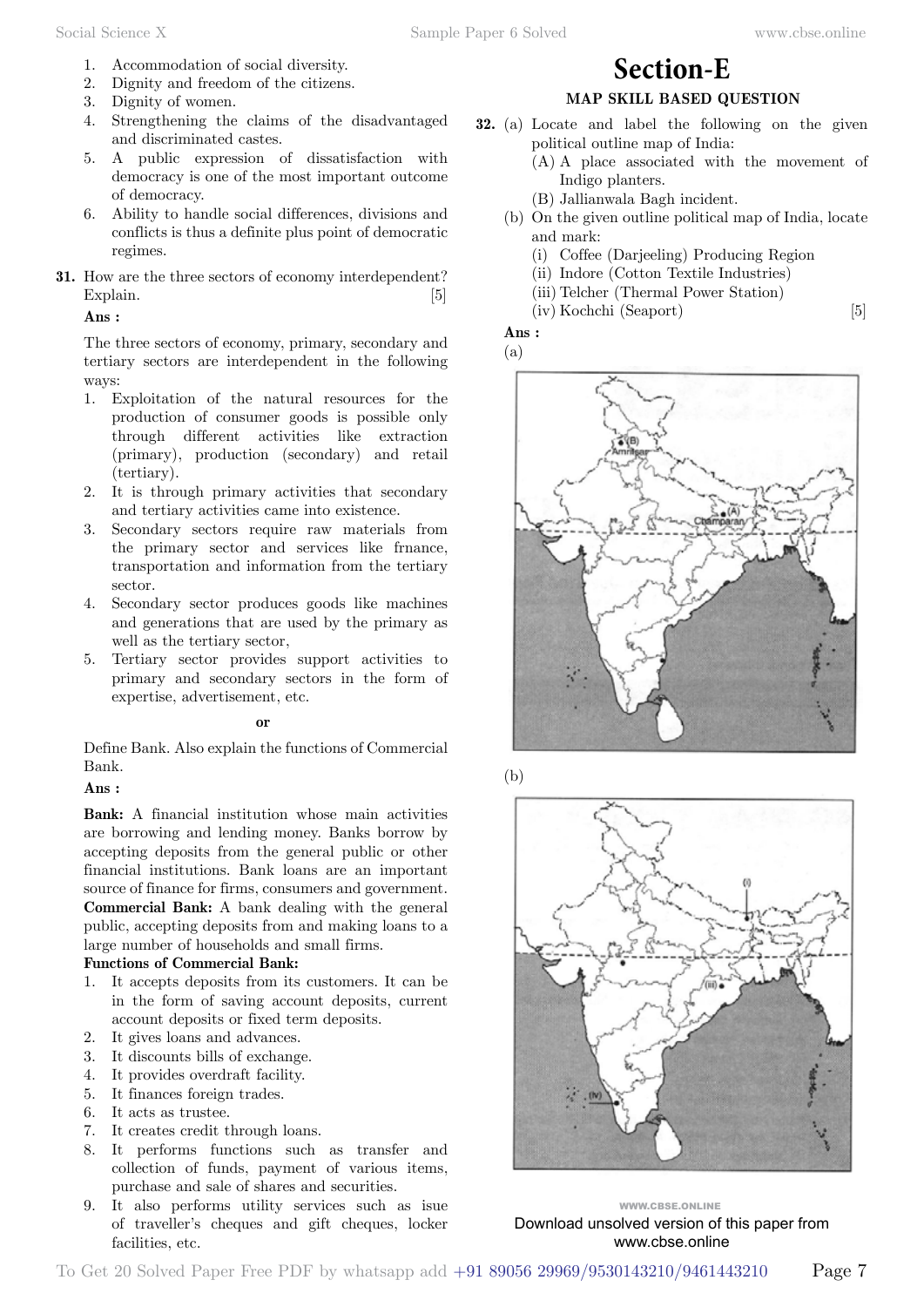1. Accommodation of social diversity.
2. Dignity and freedom of the citizens.
3. Dignity of women.
4. Strengthening the claims of the disadvantaged and discriminated castes.
5. A public expression of dissatisfaction with democracy is one of the most important outcome of democracy.
6. Ability to handle social differences, divisions and conflicts is thus a definite plus point of democratic regimes.

**31.** How are the three sectors of economy interdependent? Explain. [5]

**Ans :**

The three sectors of economy, primary, secondary and tertiary sectors are interdependent in the following ways:

1. Exploitation of the natural resources for the production of consumer goods is possible only through different activities like extraction (primary), production (secondary) and retail (tertiary).
2. It is through primary activities that secondary and tertiary activities came into existence.
3. Secondary sectors require raw materials from the primary sector and services like frnance, transportation and information from the tertiary sector.
4. Secondary sector produces goods like machines and generations that are used by the primary as well as the tertiary sector,
5. Tertiary sector provides support activities to primary and secondary sectors in the form of expertise, advertisement, etc.

**or**

Define Bank. Also explain the functions of Commercial Bank.

**Ans :**

**Bank:** A financial institution whose main activities are borrowing and lending money. Banks borrow by accepting deposits from the general public or other financial institutions. Bank loans are an important source of finance for firms, consumers and government.
**Commercial Bank:** A bank dealing with the general public, accepting deposits from and making loans to a large number of households and small firms.
**Functions of Commercial Bank:**

1. It accepts deposits from its customers. It can be in the form of saving account deposits, current account deposits or fixed term deposits.
2. It gives loans and advances.
3. It discounts bills of exchange.
4. It provides overdraft facility.
5. It finances foreign trades.
6. It acts as trustee.
7. It creates credit through loans.
8. It performs functions such as transfer and collection of funds, payment of various items, purchase and sale of shares and securities.
9. It also performs utility services such as isue of traveller's cheques and gift cheques, locker facilities, etc.

# Section-E

## MAP SKILL BASED QUESTION

**32.** (a) Locate and label the following on the given political outline map of India:

(A) A place associated with the movement of Indigo planters.

(B) Jallianwala Bagh incident.

(b) On the given outline political map of India, locate and mark:

(i) Coffee (Darjeeling) Producing Region

(ii) Indore (Cotton Textile Industries)

(iii) Telcher (Thermal Power Station)

(iv) Kochchi (Seaport) [5]

**Ans :**

(a)

(B) Amritsar

(A) Champaran

(b)

(i)

(iii)

(iv)

Download unsolved version of this paper from www.cbse.online